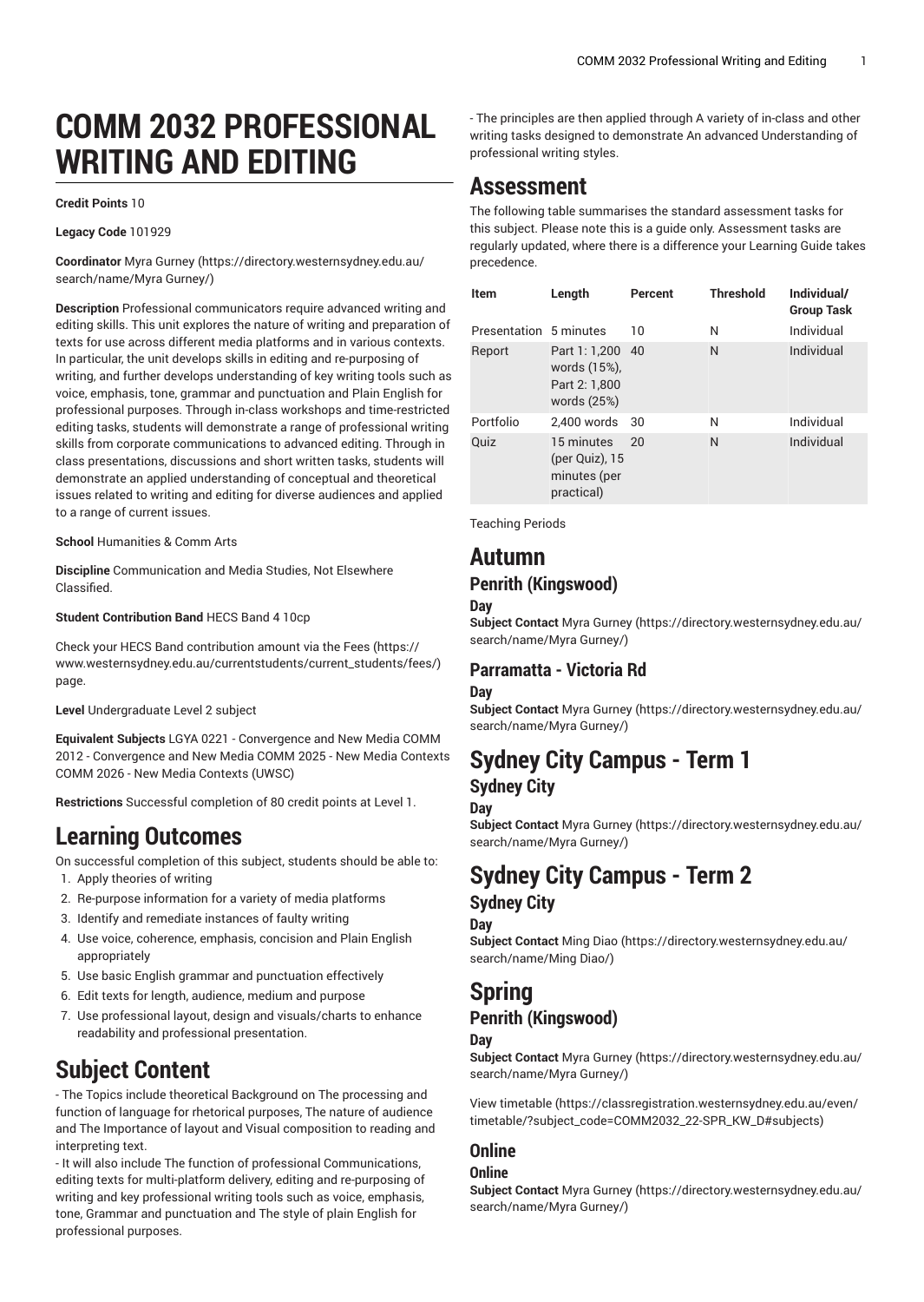# COMM 2032 PROFESSIONAL WRITING AND EDITING

**Credit Points** 10

**Legacy Code** 101929

**Coordinator** Myra Gurney (https://directory.westernsydney.edu.au/search/name/Myra Gurney/)

**Description** Professional communicators require advanced writing and editing skills. This unit explores the nature of writing and preparation of texts for use across different media platforms and in various contexts. In particular, the unit develops skills in editing and re-purposing of writing, and further develops understanding of key writing tools such as voice, emphasis, tone, grammar and punctuation and Plain English for professional purposes. Through in-class workshops and time-restricted editing tasks, students will demonstrate a range of professional writing skills from corporate communications to advanced editing. Through in class presentations, discussions and short written tasks, students will demonstrate an applied understanding of conceptual and theoretical issues related to writing and editing for diverse audiences and applied to a range of current issues.

**School** Humanities & Comm Arts

**Discipline** Communication and Media Studies, Not Elsewhere Classified.

**Student Contribution Band** HECS Band 4 10cp

Check your HECS Band contribution amount via the Fees (https://www.westernsydney.edu.au/currentstudents/current_students/fees/) page.

**Level** Undergraduate Level 2 subject

**Equivalent Subjects** LGYA 0221 - Convergence and New Media COMM 2012 - Convergence and New Media COMM 2025 - New Media Contexts COMM 2026 - New Media Contexts (UWSC)

**Restrictions** Successful completion of 80 credit points at Level 1.

## Learning Outcomes

On successful completion of this subject, students should be able to:

1. Apply theories of writing
2. Re-purpose information for a variety of media platforms
3. Identify and remediate instances of faulty writing
4. Use voice, coherence, emphasis, concision and Plain English appropriately
5. Use basic English grammar and punctuation effectively
6. Edit texts for length, audience, medium and purpose
7. Use professional layout, design and visuals/charts to enhance readability and professional presentation.

## Subject Content

- The Topics include theoretical Background on The processing and function of language for rhetorical purposes, The nature of audience and The Importance of layout and Visual composition to reading and interpreting text.
- It will also include The function of professional Communications, editing texts for multi-platform delivery, editing and re-purposing of writing and key professional writing tools such as voice, emphasis, tone, Grammar and punctuation and The style of plain English for professional purposes.
- The principles are then applied through A variety of in-class and other writing tasks designed to demonstrate An advanced Understanding of professional writing styles.

## Assessment

The following table summarises the standard assessment tasks for this subject. Please note this is a guide only. Assessment tasks are regularly updated, where there is a difference your Learning Guide takes precedence.

| Item | Length | Percent | Threshold | Individual/ Group Task |
|---|---|---|---|---|
| Presentation | 5 minutes | 10 | N | Individual |
| Report | Part 1: 1,200 words (15%), Part 2: 1,800 words (25%) | 40 | N | Individual |
| Portfolio | 2,400 words | 30 | N | Individual |
| Quiz | 15 minutes (per Quiz), 15 minutes (per practical) | 20 | N | Individual |

Teaching Periods

# Autumn

## Penrith (Kingswood)

### Day

**Subject Contact** Myra Gurney (https://directory.westernsydney.edu.au/search/name/Myra Gurney/)

## Parramatta - Victoria Rd

### Day

**Subject Contact** Myra Gurney (https://directory.westernsydney.edu.au/search/name/Myra Gurney/)

# Sydney City Campus - Term 1

## Sydney City

### Day

**Subject Contact** Myra Gurney (https://directory.westernsydney.edu.au/search/name/Myra Gurney/)

# Sydney City Campus - Term 2

## Sydney City

### Day

**Subject Contact** Ming Diao (https://directory.westernsydney.edu.au/search/name/Ming Diao/)

# Spring

## Penrith (Kingswood)

### Day

**Subject Contact** Myra Gurney (https://directory.westernsydney.edu.au/search/name/Myra Gurney/)

View timetable (https://classregistration.westernsydney.edu.au/even/timetable/?subject_code=COMM2032_22-SPR_KW_D#subjects)

## Online

### Online

**Subject Contact** Myra Gurney (https://directory.westernsydney.edu.au/search/name/Myra Gurney/)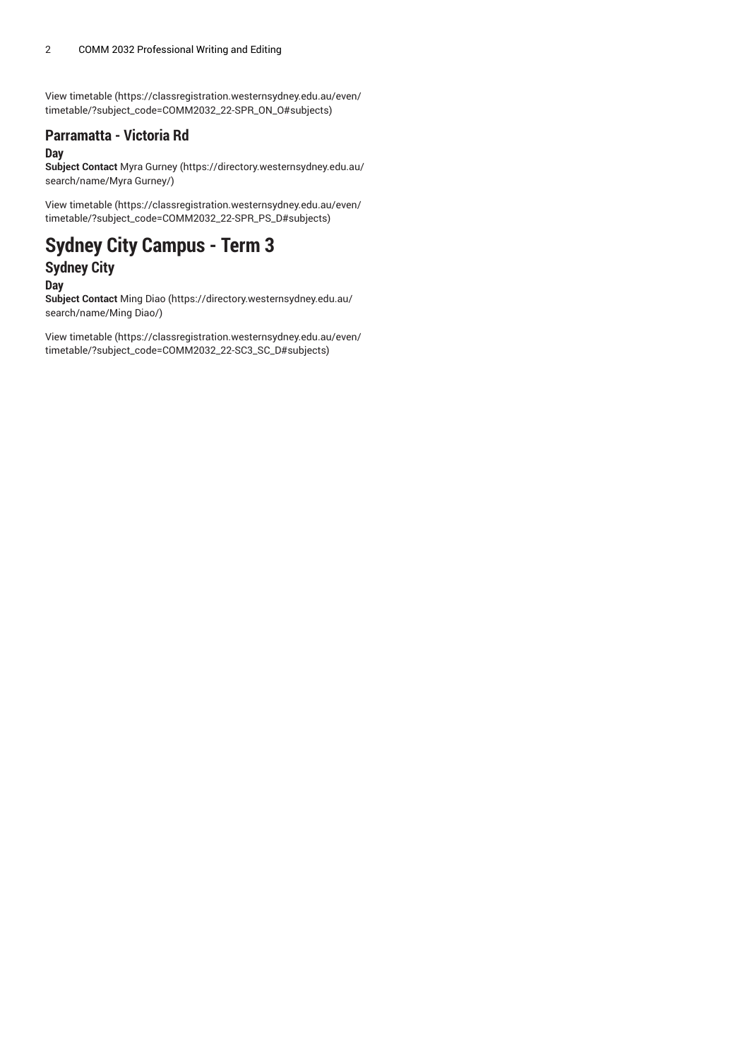View timetable (https://classregistration.westernsydney.edu.au/even/timetable/?subject_code=COMM2032_22-SPR_ON_O#subjects)

### Parramatta - Victoria Rd

#### Day

**Subject Contact** Myra Gurney (https://directory.westernsydney.edu.au/search/name/Myra Gurney/)

View timetable (https://classregistration.westernsydney.edu.au/even/timetable/?subject_code=COMM2032_22-SPR_PS_D#subjects)

## Sydney City Campus - Term 3

### Sydney City

#### Day

**Subject Contact** Ming Diao (https://directory.westernsydney.edu.au/search/name/Ming Diao/)

View timetable (https://classregistration.westernsydney.edu.au/even/timetable/?subject_code=COMM2032_22-SC3_SC_D#subjects)